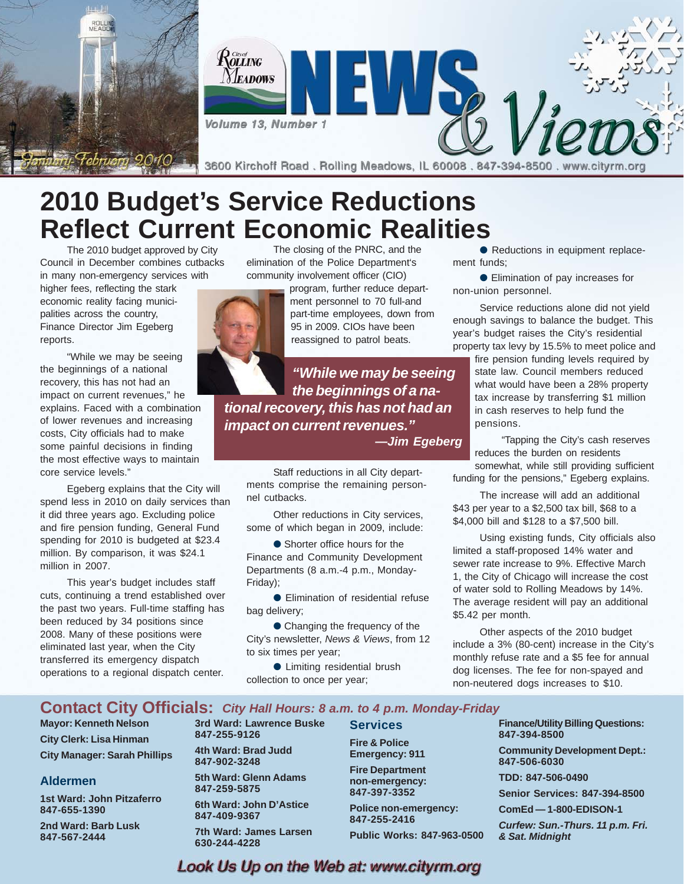City of Rolling Meadows NEWS & Views

Volume 13, Number 1

January-February 2010

3600 Kirchoff Road . Rolling Meadows, IL 60008 . 847-394-8500 . www.cityrm.org

# 2010 Budget's Service Reductions Reflect Current Economic Realities

The 2010 budget approved by City Council in December combines cutbacks in many non-emergency services with higher fees, reflecting the stark economic reality facing municipalities across the country, Finance Director Jim Egeberg reports.

"While we may be seeing the beginnings of a national recovery, this has not had an impact on current revenues," he explains. Faced with a combination of lower revenues and increasing costs, City officials had to make some painful decisions in finding the most effective ways to maintain core service levels."

Egeberg explains that the City will spend less in 2010 on daily services than it did three years ago. Excluding police and fire pension funding, General Fund spending for 2010 is budgeted at $23.4 million. By comparison, it was $24.1 million in 2007.

This year's budget includes staff cuts, continuing a trend established over the past two years. Full-time staffing has been reduced by 34 positions since 2008. Many of these positions were eliminated last year, when the City transferred its emergency dispatch operations to a regional dispatch center.

The closing of the PNRC, and the elimination of the Police Department's community involvement officer (CIO) program, further reduce department personnel to 70 full-and part-time employees, down from 95 in 2009. CIOs have been reassigned to patrol beats.

> ***"While we may be seeing the beginnings of a national recovery, this has not had an impact on current revenues."***
> ***—Jim Egeberg***

Staff reductions in all City departments comprise the remaining personnel cutbacks.

Other reductions in City services, some of which began in 2009, include:

- Shorter office hours for the Finance and Community Development Departments (8 a.m.-4 p.m., Monday-Friday);
- Elimination of residential refuse bag delivery;
- Changing the frequency of the City's newsletter, *News & Views*, from 12 to six times per year;
- Limiting residential brush collection to once per year;
- Reductions in equipment replacement funds;
- Elimination of pay increases for non-union personnel.

Service reductions alone did not yield enough savings to balance the budget. This year's budget raises the City's residential property tax levy by 15.5% to meet police and fire pension funding levels required by state law. Council members reduced what would have been a 28% property tax increase by transferring $1 million in cash reserves to help fund the pensions.

"Tapping the City's cash reserves reduces the burden on residents somewhat, while still providing sufficient funding for the pensions," Egeberg explains.

The increase will add an additional $43 per year to a $2,500 tax bill, $68 to a $4,000 bill and $128 to a $7,500 bill.

Using existing funds, City officials also limited a staff-proposed 14% water and sewer rate increase to 9%. Effective March 1, the City of Chicago will increase the cost of water sold to Rolling Meadows by 14%. The average resident will pay an additional $5.42 per month.

Other aspects of the 2010 budget include a 3% (80-cent) increase in the City's monthly refuse rate and a $5 fee for annual dog licenses. The fee for non-spayed and non-neutered dogs increases to $10.

## Contact City Officials: *City Hall Hours: 8 a.m. to 4 p.m. Monday-Friday*

**Mayor: Kenneth Nelson**

**City Clerk: Lisa Hinman**

**City Manager: Sarah Phillips**

### Aldermen

**1st Ward: John Pitzaferro 847-655-1390**

**2nd Ward: Barb Lusk 847-567-2444**

**3rd Ward: Lawrence Buske 847-255-9126**

**4th Ward: Brad Judd 847-902-3248**

**5th Ward: Glenn Adams 847-259-5875**

**6th Ward: John D'Astice 847-409-9367**

**7th Ward: James Larsen 630-244-4228**

### Services

**Fire & Police Emergency: 911**

**Fire Department non-emergency: 847-397-3352**

**Police non-emergency: 847-255-2416**

**Public Works: 847-963-0500**

**Finance/Utility Billing Questions: 847-394-8500**

**Community Development Dept.: 847-506-6030**

**TDD: 847-506-0490**

**Senior Services: 847-394-8500**

**ComEd — 1-800-EDISON-1**

***Curfew: Sun.-Thurs. 11 p.m. Fri. & Sat. Midnight***

***Look Us Up on the Web at: www.cityrm.org***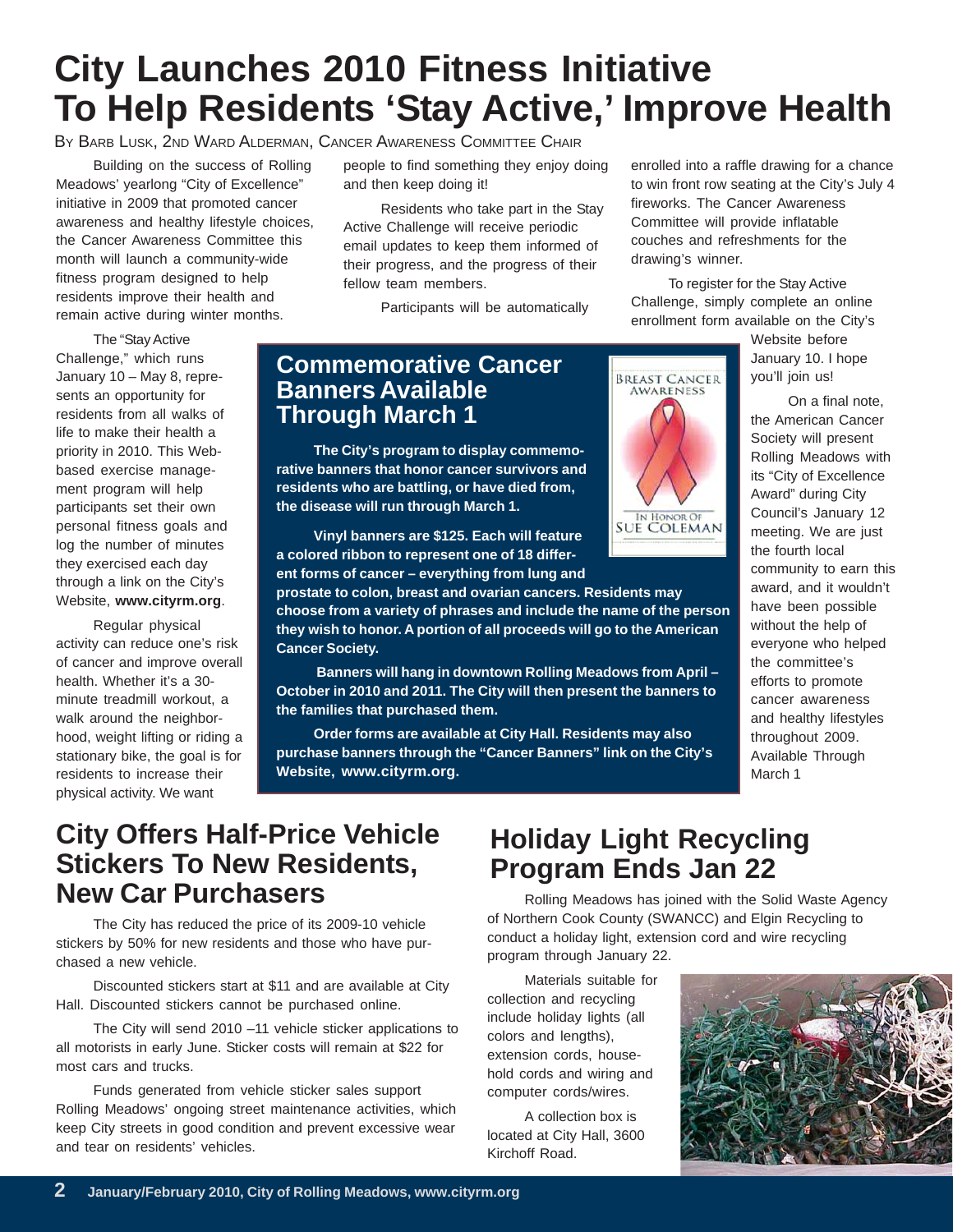# City Launches 2010 Fitness Initiative To Help Residents 'Stay Active,' Improve Health

BY BARB LUSK, 2ND WARD ALDERMAN, CANCER AWARENESS COMMITTEE CHAIR

Building on the success of Rolling Meadows' yearlong "City of Excellence" initiative in 2009 that promoted cancer awareness and healthy lifestyle choices, the Cancer Awareness Committee this month will launch a community-wide fitness program designed to help residents improve their health and remain active during winter months.

The "Stay Active Challenge," which runs January 10 – May 8, represents an opportunity for residents from all walks of life to make their health a priority in 2010. This Web-based exercise management program will help participants set their own personal fitness goals and log the number of minutes they exercised each day through a link on the City's Website, **www.cityrm.org**.

Regular physical activity can reduce one's risk of cancer and improve overall health. Whether it's a 30-minute treadmill workout, a walk around the neighborhood, weight lifting or riding a stationary bike, the goal is for residents to increase their physical activity. We want people to find something they enjoy doing and then keep doing it!

Residents who take part in the Stay Active Challenge will receive periodic email updates to keep them informed of their progress, and the progress of their fellow team members.

Participants will be automatically enrolled into a raffle drawing for a chance to win front row seating at the City's July 4 fireworks. The Cancer Awareness Committee will provide inflatable couches and refreshments for the drawing's winner.

To register for the Stay Active Challenge, simply complete an online enrollment form available on the City's Website before January 10. I hope you'll join us!

On a final note, the American Cancer Society will present Rolling Meadows with its "City of Excellence Award" during City Council's January 12 meeting. We are just the fourth local community to earn this award, and it wouldn't have been possible without the help of everyone who helped the committee's efforts to promote cancer awareness and healthy lifestyles throughout 2009.

## Commemorative Cancer Banners Available Through March 1

**The City's program to display commemorative banners that honor cancer survivors and residents who are battling, or have died from, the disease will run through March 1.**

**Vinyl banners are $125. Each will feature a colored ribbon to represent one of 18 different forms of cancer – everything from lung and prostate to colon, breast and ovarian cancers. Residents may choose from a variety of phrases and include the name of the person they wish to honor. A portion of all proceeds will go to the American Cancer Society.**

**Banners will hang in downtown Rolling Meadows from April – October in 2010 and 2011. The City will then present the banners to the families that purchased them.**

**Order forms are available at City Hall. Residents may also purchase banners through the "Cancer Banners" link on the City's Website, www.cityrm.org.**

BREAST CANCER AWARENESS

IN HONOR OF SUE COLEMAN

## City Offers Half-Price Vehicle Stickers To New Residents, New Car Purchasers

The City has reduced the price of its 2009-10 vehicle stickers by 50% for new residents and those who have purchased a new vehicle.

Discounted stickers start at $11 and are available at City Hall. Discounted stickers cannot be purchased online.

The City will send 2010 –11 vehicle sticker applications to all motorists in early June. Sticker costs will remain at $22 for most cars and trucks.

Funds generated from vehicle sticker sales support Rolling Meadows' ongoing street maintenance activities, which keep City streets in good condition and prevent excessive wear and tear on residents' vehicles.

## Holiday Light Recycling Program Ends Jan 22

Rolling Meadows has joined with the Solid Waste Agency of Northern Cook County (SWANCC) and Elgin Recycling to conduct a holiday light, extension cord and wire recycling program through January 22.

Materials suitable for collection and recycling include holiday lights (all colors and lengths), extension cords, household cords and wiring and computer cords/wires.

A collection box is located at City Hall, 3600 Kirchoff Road.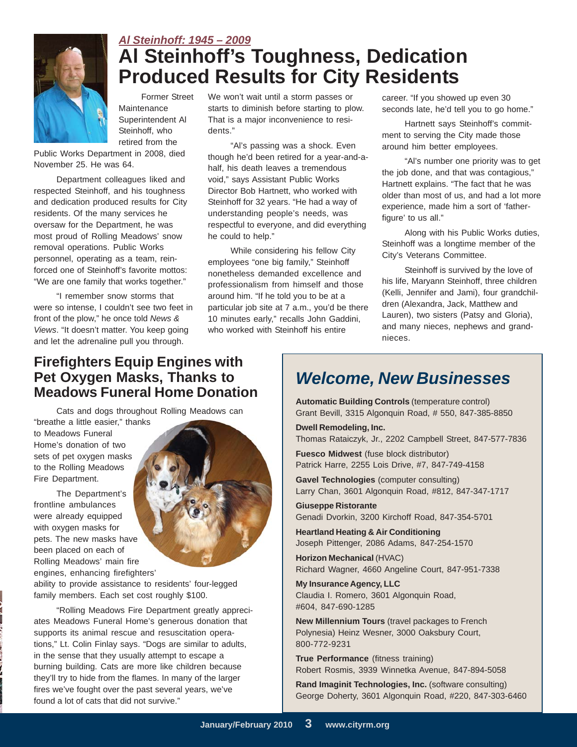*Al Steinhoff: 1945 – 2009*

# Al Steinhoff's Toughness, Dedication Produced Results for City Residents

Former Street Maintenance Superintendent Al Steinhoff, who retired from the Public Works Department in 2008, died November 25. He was 64.

Department colleagues liked and respected Steinhoff, and his toughness and dedication produced results for City residents. Of the many services he oversaw for the Department, he was most proud of Rolling Meadows' snow removal operations. Public Works personnel, operating as a team, reinforced one of Steinhoff's favorite mottos: "We are one family that works together."

"I remember snow storms that were so intense, I couldn't see two feet in front of the plow," he once told *News & Views*. "It doesn't matter. You keep going and let the adrenaline pull you through. We won't wait until a storm passes or starts to diminish before starting to plow. That is a major inconvenience to residents."

"Al's passing was a shock. Even though he'd been retired for a year-and-a-half, his death leaves a tremendous void," says Assistant Public Works Director Bob Hartnett, who worked with Steinhoff for 32 years. "He had a way of understanding people's needs, was respectful to everyone, and did everything he could to help."

While considering his fellow City employees "one big family," Steinhoff nonetheless demanded excellence and professionalism from himself and those around him. "If he told you to be at a particular job site at 7 a.m., you'd be there 10 minutes early," recalls John Gaddini, who worked with Steinhoff his entire career. "If you showed up even 30 seconds late, he'd tell you to go home."

Hartnett says Steinhoff's commitment to serving the City made those around him better employees.

"Al's number one priority was to get the job done, and that was contagious," Hartnett explains. "The fact that he was older than most of us, and had a lot more experience, made him a sort of 'father-figure' to us all."

Along with his Public Works duties, Steinhoff was a longtime member of the City's Veterans Committee.

Steinhoff is survived by the love of his life, Maryann Steinhoff, three children (Kelli, Jennifer and Jami), four grandchildren (Alexandra, Jack, Matthew and Lauren), two sisters (Patsy and Gloria), and many nieces, nephews and grandnieces.

## Firefighters Equip Engines with Pet Oxygen Masks, Thanks to Meadows Funeral Home Donation

Cats and dogs throughout Rolling Meadows can "breathe a little easier," thanks to Meadows Funeral Home's donation of two sets of pet oxygen masks to the Rolling Meadows Fire Department.

The Department's frontline ambulances were already equipped with oxygen masks for pets. The new masks have been placed on each of Rolling Meadows' main fire engines, enhancing firefighters' ability to provide assistance to residents' four-legged family members. Each set cost roughly $100.

"Rolling Meadows Fire Department greatly appreciates Meadows Funeral Home's generous donation that supports its animal rescue and resuscitation operations," Lt. Colin Finlay says. "Dogs are similar to adults, in the sense that they usually attempt to escape a burning building. Cats are more like children because they'll try to hide from the flames. In many of the larger fires we've fought over the past several years, we've found a lot of cats that did not survive."

## *Welcome, New Businesses*

**Automatic Building Controls** (temperature control)
Grant Bevill, 3315 Algonquin Road, # 550, 847-385-8850

**Dwell Remodeling, Inc.**
Thomas Rataiczyk, Jr., 2202 Campbell Street, 847-577-7836

**Fuesco Midwest** (fuse block distributor)
Patrick Harre, 2255 Lois Drive, #7, 847-749-4158

**Gavel Technologies** (computer consulting)
Larry Chan, 3601 Algonquin Road, #812, 847-347-1717

**Giuseppe Ristorante**
Genadi Dvorkin, 3200 Kirchoff Road, 847-354-5701

**Heartland Heating & Air Conditioning**
Joseph Pittenger, 2086 Adams, 847-254-1570

**Horizon Mechanical** (HVAC)
Richard Wagner, 4660 Angeline Court, 847-951-7338

**My Insurance Agency, LLC**
Claudia I. Romero, 3601 Algonquin Road, #604, 847-690-1285

**New Millennium Tours** (travel packages to French Polynesia) Heinz Wesner, 3000 Oaksbury Court, 800-772-9231

**True Performance** (fitness training)
Robert Rosmis, 3939 Winnetka Avenue, 847-894-5058

**Rand Imaginit Technologies, Inc.** (software consulting)
George Doherty, 3601 Algonquin Road, #220, 847-303-6460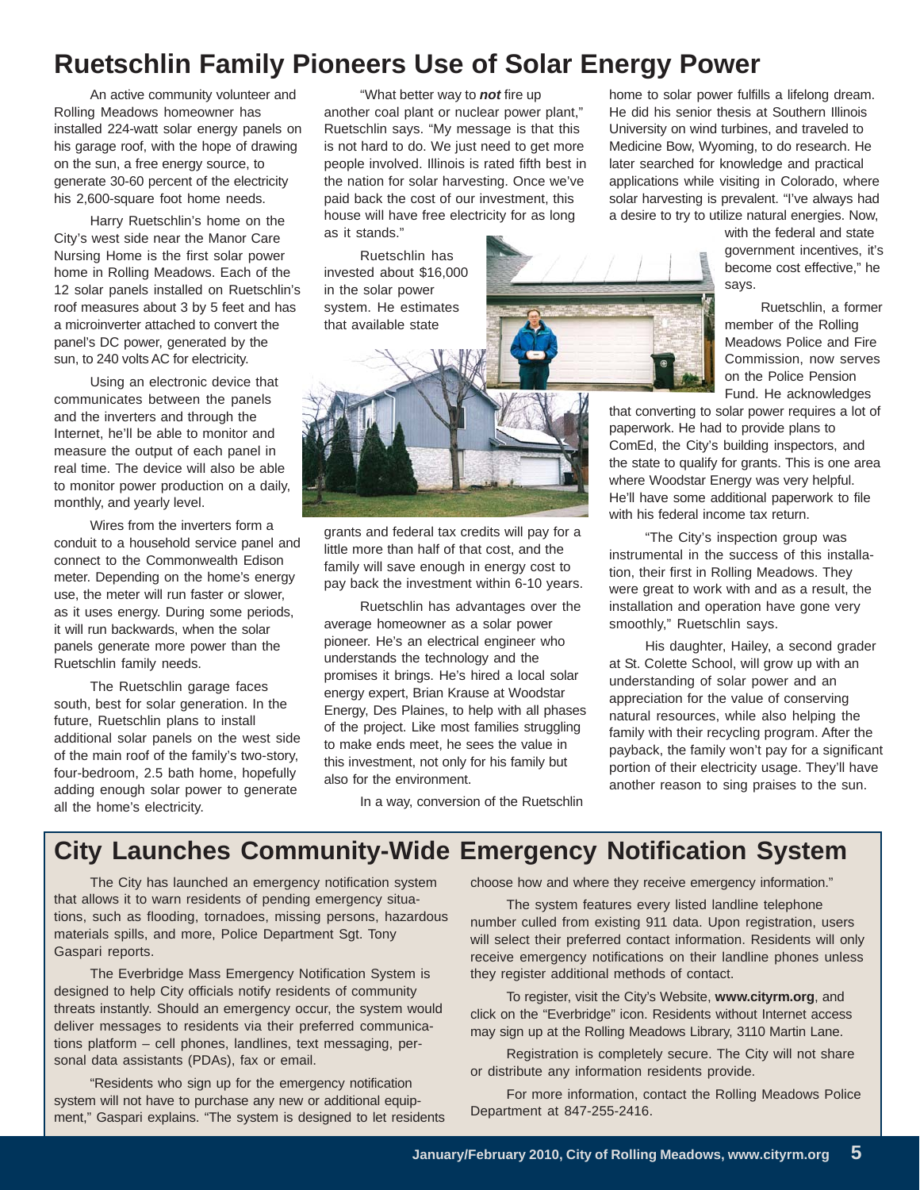# Ruetschlin Family Pioneers Use of Solar Energy Power

An active community volunteer and Rolling Meadows homeowner has installed 224-watt solar energy panels on his garage roof, with the hope of drawing on the sun, a free energy source, to generate 30-60 percent of the electricity his 2,600-square foot home needs.

Harry Ruetschlin's home on the City's west side near the Manor Care Nursing Home is the first solar power home in Rolling Meadows. Each of the 12 solar panels installed on Ruetschlin's roof measures about 3 by 5 feet and has a microinverter attached to convert the panel's DC power, generated by the sun, to 240 volts AC for electricity.

Using an electronic device that communicates between the panels and the inverters and through the Internet, he'll be able to monitor and measure the output of each panel in real time. The device will also be able to monitor power production on a daily, monthly, and yearly level.

Wires from the inverters form a conduit to a household service panel and connect to the Commonwealth Edison meter. Depending on the home's energy use, the meter will run faster or slower, as it uses energy. During some periods, it will run backwards, when the solar panels generate more power than the Ruetschlin family needs.

The Ruetschlin garage faces south, best for solar generation. In the future, Ruetschlin plans to install additional solar panels on the west side of the main roof of the family's two-story, four-bedroom, 2.5 bath home, hopefully adding enough solar power to generate all the home's electricity.

"What better way to ***not*** fire up another coal plant or nuclear power plant," Ruetschlin says. "My message is that this is not hard to do. We just need to get more people involved. Illinois is rated fifth best in the nation for solar harvesting. Once we've paid back the cost of our investment, this house will have free electricity for as long as it stands."

Ruetschlin has invested about $16,000 in the solar power system. He estimates that available state grants and federal tax credits will pay for a little more than half of that cost, and the family will save enough in energy cost to pay back the investment within 6-10 years.

Ruetschlin has advantages over the average homeowner as a solar power pioneer. He's an electrical engineer who understands the technology and the promises it brings. He's hired a local solar energy expert, Brian Krause at Woodstar Energy, Des Plaines, to help with all phases of the project. Like most families struggling to make ends meet, he sees the value in this investment, not only for his family but also for the environment.

In a way, conversion of the Ruetschlin home to solar power fulfills a lifelong dream. He did his senior thesis at Southern Illinois University on wind turbines, and traveled to Medicine Bow, Wyoming, to do research. He later searched for knowledge and practical applications while visiting in Colorado, where solar harvesting is prevalent. "I've always had a desire to try to utilize natural energies. Now, with the federal and state government incentives, it's become cost effective," he says.

Ruetschlin, a former member of the Rolling Meadows Police and Fire Commission, now serves on the Police Pension Fund. He acknowledges that converting to solar power requires a lot of paperwork. He had to provide plans to ComEd, the City's building inspectors, and the state to qualify for grants. This is one area where Woodstar Energy was very helpful. He'll have some additional paperwork to file with his federal income tax return.

"The City's inspection group was instrumental in the success of this installation, their first in Rolling Meadows. They were great to work with and as a result, the installation and operation have gone very smoothly," Ruetschlin says.

His daughter, Hailey, a second grader at St. Colette School, will grow up with an understanding of solar power and an appreciation for the value of conserving natural resources, while also helping the family with their recycling program. After the payback, the family won't pay for a significant portion of their electricity usage. They'll have another reason to sing praises to the sun.

# City Launches Community-Wide Emergency Notification System

The City has launched an emergency notification system that allows it to warn residents of pending emergency situations, such as flooding, tornadoes, missing persons, hazardous materials spills, and more, Police Department Sgt. Tony Gaspari reports.

The Everbridge Mass Emergency Notification System is designed to help City officials notify residents of community threats instantly. Should an emergency occur, the system would deliver messages to residents via their preferred communications platform – cell phones, landlines, text messaging, personal data assistants (PDAs), fax or email.

"Residents who sign up for the emergency notification system will not have to purchase any new or additional equipment," Gaspari explains. "The system is designed to let residents choose how and where they receive emergency information."

The system features every listed landline telephone number culled from existing 911 data. Upon registration, users will select their preferred contact information. Residents will only receive emergency notifications on their landline phones unless they register additional methods of contact.

To register, visit the City's Website, **www.cityrm.org**, and click on the "Everbridge" icon. Residents without Internet access may sign up at the Rolling Meadows Library, 3110 Martin Lane.

Registration is completely secure. The City will not share or distribute any information residents provide.

For more information, contact the Rolling Meadows Police Department at 847-255-2416.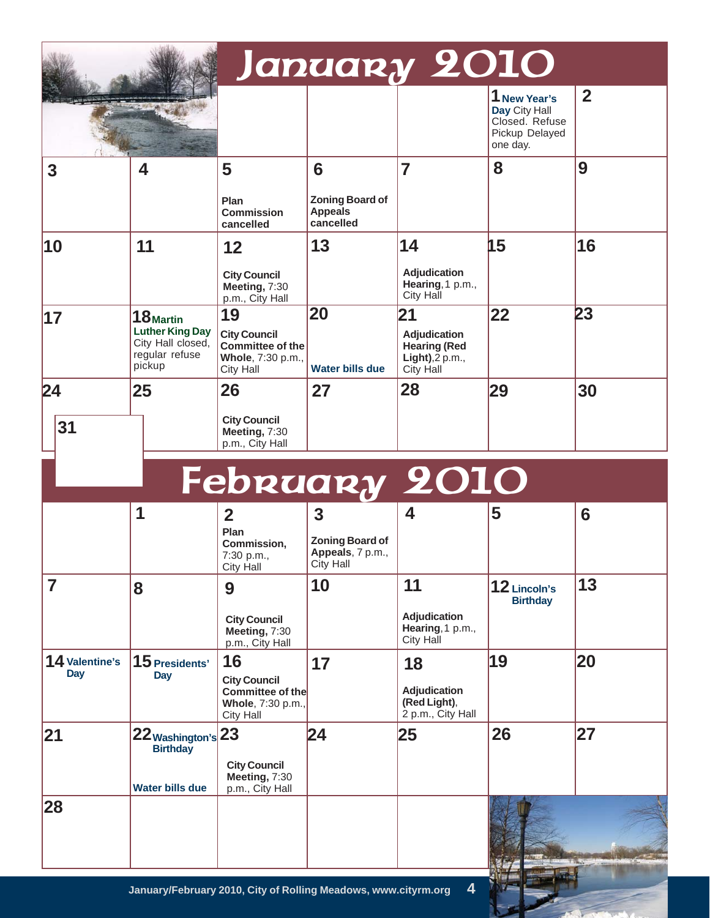# January 2010

| Sun | Mon | Tue | Wed | Thu | Fri | Sat |
|---|---|---|---|---|---|---|
| | | | | | 1 **New Year's Day** City Hall Closed. Refuse Pickup Delayed one day. | 2 |
| 3 | 4 | 5 **Plan Commission cancelled** | 6 **Zoning Board of Appeals cancelled** | 7 | 8 | 9 |
| 10 | 11 | 12 **City Council Meeting,** 7:30 p.m., City Hall | 13 | 14 **Adjudication Hearing**, 1 p.m., City Hall | 15 | 16 |
| 17 | 18 **Martin Luther King Day** City Hall closed, regular refuse pickup | 19 **City Council Committee of the Whole**, 7:30 p.m., City Hall | 20 **Water bills due** | 21 **Adjudication Hearing (Red Light)**, 2 p.m., City Hall | 22 | 23 |
| 24 / 31 | 25 | 26 **City Council Meeting,** 7:30 p.m., City Hall | 27 | 28 | 29 | 30 |

# February 2010

| Sun | Mon | Tue | Wed | Thu | Fri | Sat |
|---|---|---|---|---|---|---|
| | 1 | 2 **Plan Commission,** 7:30 p.m., City Hall | 3 **Zoning Board of Appeals**, 7 p.m., City Hall | 4 | 5 | 6 |
| 7 | 8 | 9 **City Council Meeting,** 7:30 p.m., City Hall | 10 | 11 **Adjudication Hearing**, 1 p.m., City Hall | 12 **Lincoln's Birthday** | 13 |
| 14 **Valentine's Day** | 15 **Presidents' Day** | 16 **City Council Committee of the Whole**, 7:30 p.m., City Hall | 17 | 18 **Adjudication (Red Light)**, 2 p.m., City Hall | 19 | 20 |
| 21 | 22 **Washington's Birthday** **Water bills due** | 23 **City Council Meeting,** 7:30 p.m., City Hall | 24 | 25 | 26 | 27 |
| 28 | | | | | | |

January/February 2010, City of Rolling Meadows, www.cityrm.org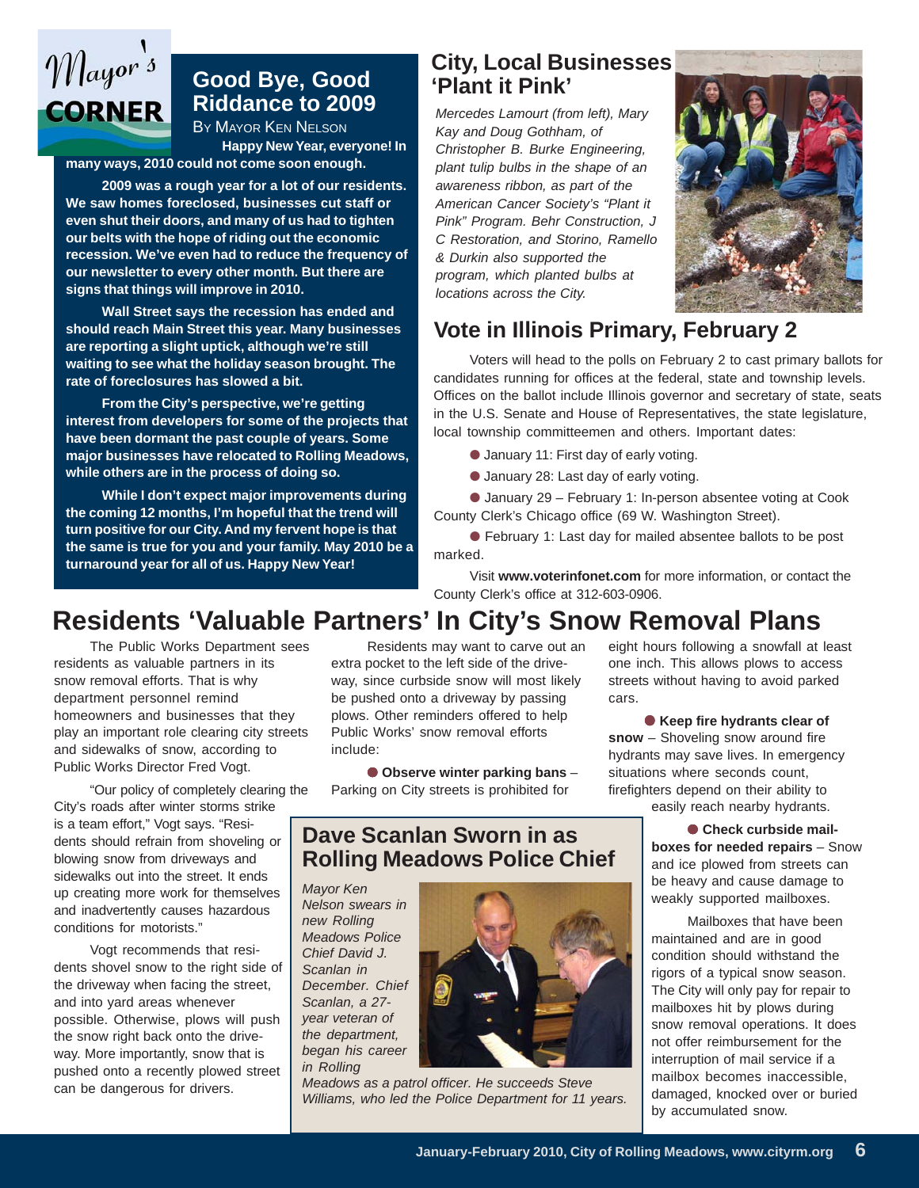Mayor's CORNER

## Good Bye, Good Riddance to 2009

By Mayor Ken Nelson

**Happy New Year, everyone! In many ways, 2010 could not come soon enough.**

**2009 was a rough year for a lot of our residents. We saw homes foreclosed, businesses cut staff or even shut their doors, and many of us had to tighten our belts with the hope of riding out the economic recession. We've even had to reduce the frequency of our newsletter to every other month. But there are signs that things will improve in 2010.**

**Wall Street says the recession has ended and should reach Main Street this year. Many businesses are reporting a slight uptick, although we're still waiting to see what the holiday season brought. The rate of foreclosures has slowed a bit.**

**From the City's perspective, we're getting interest from developers for some of the projects that have been dormant the past couple of years. Some major businesses have relocated to Rolling Meadows, while others are in the process of doing so.**

**While I don't expect major improvements during the coming 12 months, I'm hopeful that the trend will turn positive for our City. And my fervent hope is that the same is true for you and your family. May 2010 be a turnaround year for all of us. Happy New Year!**

## City, Local Businesses 'Plant it Pink'

*Mercedes Lamourt (from left), Mary Kay and Doug Gothham, of Christopher B. Burke Engineering, plant tulip bulbs in the shape of an awareness ribbon, as part of the American Cancer Society's "Plant it Pink" Program. Behr Construction, J C Restoration, and Storino, Ramello & Durkin also supported the program, which planted bulbs at locations across the City.*

## Vote in Illinois Primary, February 2

Voters will head to the polls on February 2 to cast primary ballots for candidates running for offices at the federal, state and township levels. Offices on the ballot include Illinois governor and secretary of state, seats in the U.S. Senate and House of Representatives, the state legislature, local township committeemen and others. Important dates:

- January 11: First day of early voting.
- January 28: Last day of early voting.
- January 29 – February 1: In-person absentee voting at Cook County Clerk's Chicago office (69 W. Washington Street).
- February 1: Last day for mailed absentee ballots to be post marked.

Visit **www.voterinfonet.com** for more information, or contact the County Clerk's office at 312-603-0906.

# Residents 'Valuable Partners' In City's Snow Removal Plans

The Public Works Department sees residents as valuable partners in its snow removal efforts. That is why department personnel remind homeowners and businesses that they play an important role clearing city streets and sidewalks of snow, according to Public Works Director Fred Vogt.

"Our policy of completely clearing the City's roads after winter storms strike is a team effort," Vogt says. "Residents should refrain from shoveling or blowing snow from driveways and sidewalks out into the street. It ends up creating more work for themselves and inadvertently causes hazardous conditions for motorists."

Vogt recommends that residents shovel snow to the right side of the driveway when facing the street, and into yard areas whenever possible. Otherwise, plows will push the snow right back onto the driveway. More importantly, snow that is pushed onto a recently plowed street can be dangerous for drivers.

Residents may want to carve out an extra pocket to the left side of the driveway, since curbside snow will most likely be pushed onto a driveway by passing plows. Other reminders offered to help Public Works' snow removal efforts include:

- **Observe winter parking bans** – Parking on City streets is prohibited for eight hours following a snowfall at least one inch. This allows plows to access streets without having to avoid parked cars.
- **Keep fire hydrants clear of snow** – Shoveling snow around fire hydrants may save lives. In emergency situations where seconds count, firefighters depend on their ability to easily reach nearby hydrants.
- **Check curbside mailboxes for needed repairs** – Snow and ice plowed from streets can be heavy and cause damage to weakly supported mailboxes.

Mailboxes that have been maintained and are in good condition should withstand the rigors of a typical snow season. The City will only pay for repair to mailboxes hit by plows during snow removal operations. It does not offer reimbursement for the interruption of mail service if a mailbox becomes inaccessible, damaged, knocked over or buried by accumulated snow.

## Dave Scanlan Sworn in as Rolling Meadows Police Chief

*Mayor Ken Nelson swears in new Rolling Meadows Police Chief David J. Scanlan in December. Chief Scanlan, a 27-year veteran of the department, began his career in Rolling Meadows as a patrol officer. He succeeds Steve Williams, who led the Police Department for 11 years.*